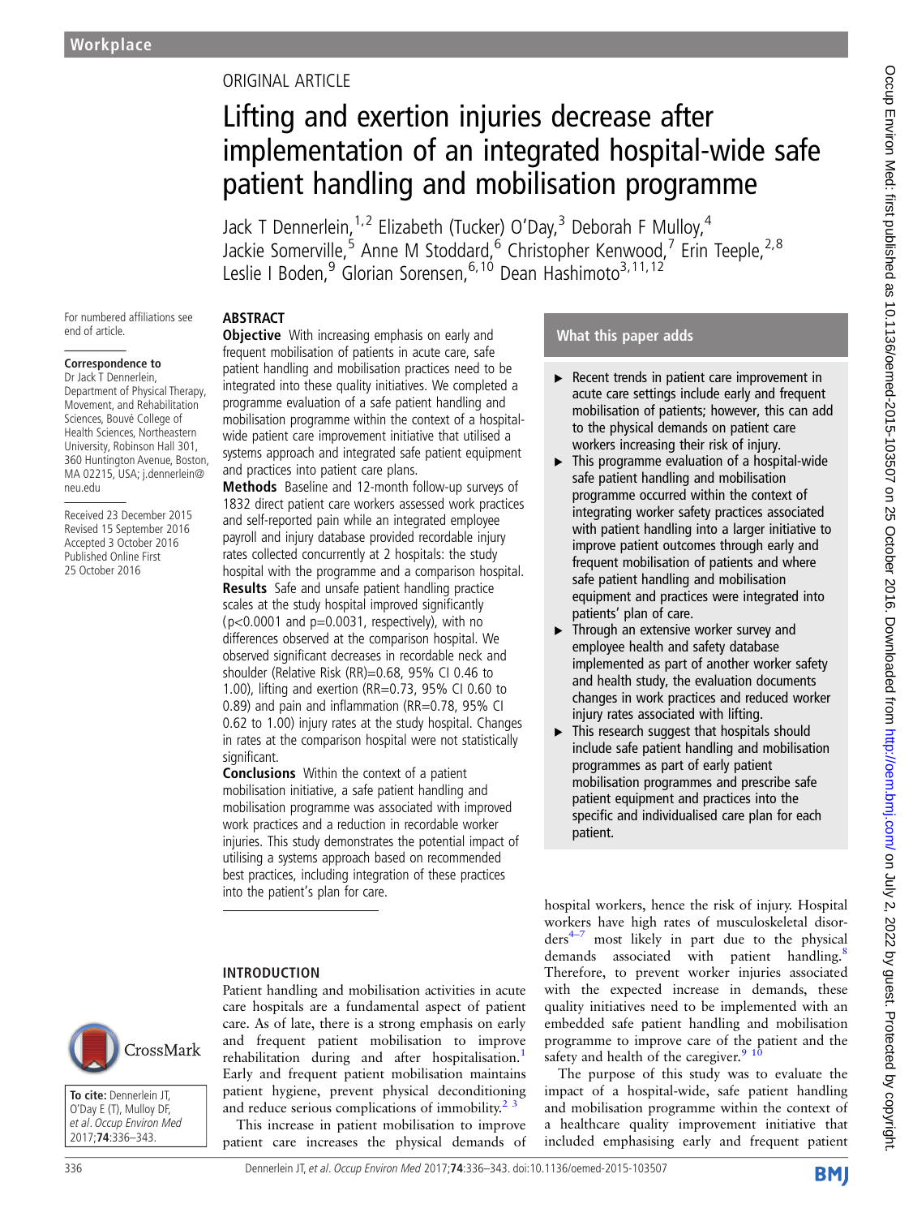Workplace

ORIGINAL ARTICLE

# Lifting and exertion injuries decrease after implementation of an integrated hospital-wide safe patient handling and mobilisation programme

Jack T Dennerlein,[1,2] Elizabeth (Tucker) O'Day,[3] Deborah F Mulloy,[4] Jackie Somerville,[5] Anne M Stoddard,[6] Christopher Kenwood,[7] Erin Teeple,[2,8] Leslie I Boden,[9] Glorian Sorensen,[6,10] Dean Hashimoto[3,11,12]

For numbered affiliations see end of article.

**Correspondence to**
Dr Jack T Dennerlein, Department of Physical Therapy, Movement, and Rehabilitation Sciences, Bouvé College of Health Sciences, Northeastern University, Robinson Hall 301, 360 Huntington Avenue, Boston, MA 02215, USA; j.dennerlein@neu.edu

Received 23 December 2015
Revised 15 September 2016
Accepted 3 October 2016
Published Online First 25 October 2016

## ABSTRACT

**Objective** With increasing emphasis on early and frequent mobilisation of patients in acute care, safe patient handling and mobilisation practices need to be integrated into these quality initiatives. We completed a programme evaluation of a safe patient handling and mobilisation programme within the context of a hospital-wide patient care improvement initiative that utilised a systems approach and integrated safe patient equipment and practices into patient care plans.

**Methods** Baseline and 12-month follow-up surveys of 1832 direct patient care workers assessed work practices and self-reported pain while an integrated employee payroll and injury database provided recordable injury rates collected concurrently at 2 hospitals: the study hospital with the programme and a comparison hospital.

**Results** Safe and unsafe patient handling practice scales at the study hospital improved significantly ($p<0.0001$ and $p=0.0031$, respectively), with no differences observed at the comparison hospital. We observed significant decreases in recordable neck and shoulder (Relative Risk (RR)=0.68, 95% CI 0.46 to 1.00), lifting and exertion (RR=0.73, 95% CI 0.60 to 0.89) and pain and inflammation (RR=0.78, 95% CI 0.62 to 1.00) injury rates at the study hospital. Changes in rates at the comparison hospital were not statistically significant.

**Conclusions** Within the context of a patient mobilisation initiative, a safe patient handling and mobilisation programme was associated with improved work practices and a reduction in recordable worker injuries. This study demonstrates the potential impact of utilising a systems approach based on recommended best practices, including integration of these practices into the patient's plan for care.

## What this paper adds

- Recent trends in patient care improvement in acute care settings include early and frequent mobilisation of patients; however, this can add to the physical demands on patient care workers increasing their risk of injury.
- This programme evaluation of a hospital-wide safe patient handling and mobilisation programme occurred within the context of integrating worker safety practices associated with patient handling into a larger initiative to improve patient outcomes through early and frequent mobilisation of patients and where safe patient handling and mobilisation equipment and practices were integrated into patients' plan of care.
- Through an extensive worker survey and employee health and safety database implemented as part of another worker safety and health study, the evaluation documents changes in work practices and reduced worker injury rates associated with lifting.
- This research suggest that hospitals should include safe patient handling and mobilisation programmes as part of early patient mobilisation programmes and prescribe safe patient equipment and practices into the specific and individualised care plan for each patient.

## INTRODUCTION

Patient handling and mobilisation activities in acute care hospitals are a fundamental aspect of patient care. As of late, there is a strong emphasis on early and frequent patient mobilisation to improve rehabilitation during and after hospitalisation.[1] Early and frequent patient mobilisation maintains patient hygiene, prevent physical deconditioning and reduce serious complications of immobility.[2,3]

This increase in patient mobilisation to improve patient care increases the physical demands of hospital workers, hence the risk of injury. Hospital workers have high rates of musculoskeletal disorders[4–7] most likely in part due to the physical demands associated with patient handling.[8] Therefore, to prevent worker injuries associated with the expected increase in demands, these quality initiatives need to be implemented with an embedded safe patient handling and mobilisation programme to improve care of the patient and the safety and health of the caregiver.[9,10]

The purpose of this study was to evaluate the impact of a hospital-wide, safe patient handling and mobilisation programme within the context of a healthcare quality improvement initiative that included emphasising early and frequent patient

**To cite:** Dennerlein JT, O'Day E (T), Mulloy DF, *et al. Occup Environ Med* 2017;**74**:336–343.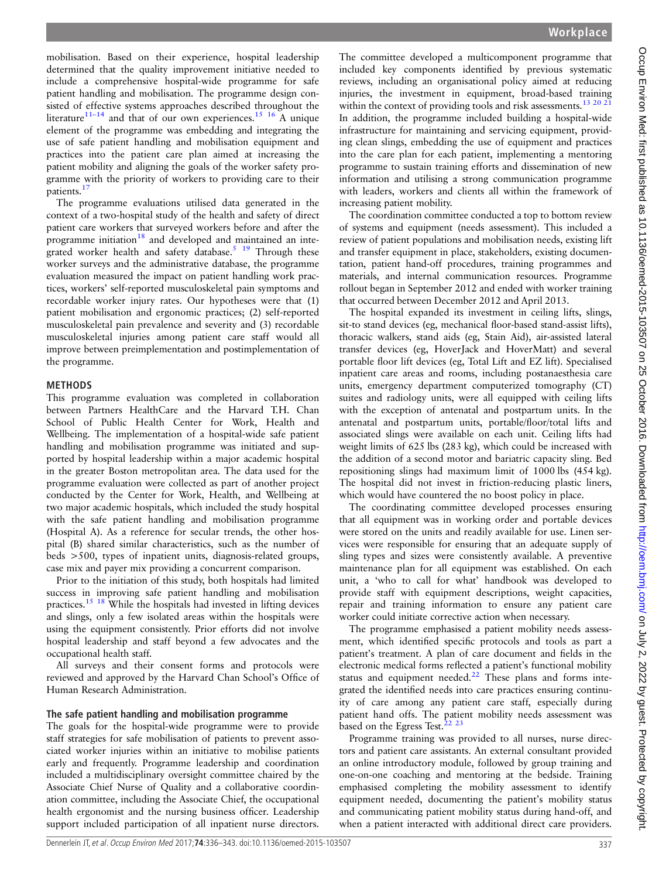mobilisation. Based on their experience, hospital leadership determined that the quality improvement initiative needed to include a comprehensive hospital-wide programme for safe patient handling and mobilisation. The programme design consisted of effective systems approaches described throughout the literature[11–14] and that of our own experiences.[15 16] A unique element of the programme was embedding and integrating the use of safe patient handling and mobilisation equipment and practices into the patient care plan aimed at increasing the patient mobility and aligning the goals of the worker safety programme with the priority of workers to providing care to their patients.[17]

The programme evaluations utilised data generated in the context of a two-hospital study of the health and safety of direct patient care workers that surveyed workers before and after the programme initiation[18] and developed and maintained an integrated worker health and safety database.[5 19] Through these worker surveys and the administrative database, the programme evaluation measured the impact on patient handling work practices, workers' self-reported musculoskeletal pain symptoms and recordable worker injury rates. Our hypotheses were that (1) patient mobilisation and ergonomic practices; (2) self-reported musculoskeletal pain prevalence and severity and (3) recordable musculoskeletal injuries among patient care staff would all improve between preimplementation and postimplementation of the programme.

## METHODS

This programme evaluation was completed in collaboration between Partners HealthCare and the Harvard T.H. Chan School of Public Health Center for Work, Health and Wellbeing. The implementation of a hospital-wide safe patient handling and mobilisation programme was initiated and supported by hospital leadership within a major academic hospital in the greater Boston metropolitan area. The data used for the programme evaluation were collected as part of another project conducted by the Center for Work, Health, and Wellbeing at two major academic hospitals, which included the study hospital with the safe patient handling and mobilisation programme (Hospital A). As a reference for secular trends, the other hospital (B) shared similar characteristics, such as the number of beds >500, types of inpatient units, diagnosis-related groups, case mix and payer mix providing a concurrent comparison.

Prior to the initiation of this study, both hospitals had limited success in improving safe patient handling and mobilisation practices.[15 18] While the hospitals had invested in lifting devices and slings, only a few isolated areas within the hospitals were using the equipment consistently. Prior efforts did not involve hospital leadership and staff beyond a few advocates and the occupational health staff.

All surveys and their consent forms and protocols were reviewed and approved by the Harvard Chan School's Office of Human Research Administration.

### The safe patient handling and mobilisation programme

The goals for the hospital-wide programme were to provide staff strategies for safe mobilisation of patients to prevent associated worker injuries within an initiative to mobilise patients early and frequently. Programme leadership and coordination included a multidisciplinary oversight committee chaired by the Associate Chief Nurse of Quality and a collaborative coordination committee, including the Associate Chief, the occupational health ergonomist and the nursing business officer. Leadership support included participation of all inpatient nurse directors. The committee developed a multicomponent programme that included key components identified by previous systematic reviews, including an organisational policy aimed at reducing injuries, the investment in equipment, broad-based training within the context of providing tools and risk assessments.[13 20 21] In addition, the programme included building a hospital-wide infrastructure for maintaining and servicing equipment, providing clean slings, embedding the use of equipment and practices into the care plan for each patient, implementing a mentoring programme to sustain training efforts and dissemination of new information and utilising a strong communication programme with leaders, workers and clients all within the framework of increasing patient mobility.

The coordination committee conducted a top to bottom review of systems and equipment (needs assessment). This included a review of patient populations and mobilisation needs, existing lift and transfer equipment in place, stakeholders, existing documentation, patient hand-off procedures, training programmes and materials, and internal communication resources. Programme rollout began in September 2012 and ended with worker training that occurred between December 2012 and April 2013.

The hospital expanded its investment in ceiling lifts, slings, sit-to stand devices (eg, mechanical floor-based stand-assist lifts), thoracic walkers, stand aids (eg, Stain Aid), air-assisted lateral transfer devices (eg, HoverJack and HoverMatt) and several portable floor lift devices (eg, Total Lift and EZ lift). Specialised inpatient care areas and rooms, including postanaesthesia care units, emergency department computerized tomography (CT) suites and radiology units, were all equipped with ceiling lifts with the exception of antenatal and postpartum units. In the antenatal and postpartum units, portable/floor/total lifts and associated slings were available on each unit. Ceiling lifts had weight limits of 625 lbs (283 kg), which could be increased with the addition of a second motor and bariatric capacity sling. Bed repositioning slings had maximum limit of 1000 lbs (454 kg). The hospital did not invest in friction-reducing plastic liners, which would have countered the no boost policy in place.

The coordinating committee developed processes ensuring that all equipment was in working order and portable devices were stored on the units and readily available for use. Linen services were responsible for ensuring that an adequate supply of sling types and sizes were consistently available. A preventive maintenance plan for all equipment was established. On each unit, a 'who to call for what' handbook was developed to provide staff with equipment descriptions, weight capacities, repair and training information to ensure any patient care worker could initiate corrective action when necessary.

The programme emphasised a patient mobility needs assessment, which identified specific protocols and tools as part a patient's treatment. A plan of care document and fields in the electronic medical forms reflected a patient's functional mobility status and equipment needed.[22] These plans and forms integrated the identified needs into care practices ensuring continuity of care among any patient care staff, especially during patient hand offs. The patient mobility needs assessment was based on the Egress Test.[22 23]

Programme training was provided to all nurses, nurse directors and patient care assistants. An external consultant provided an online introductory module, followed by group training and one-on-one coaching and mentoring at the bedside. Training emphasised completing the mobility assessment to identify equipment needed, documenting the patient's mobility status and communicating patient mobility status during hand-off, and when a patient interacted with additional direct care providers.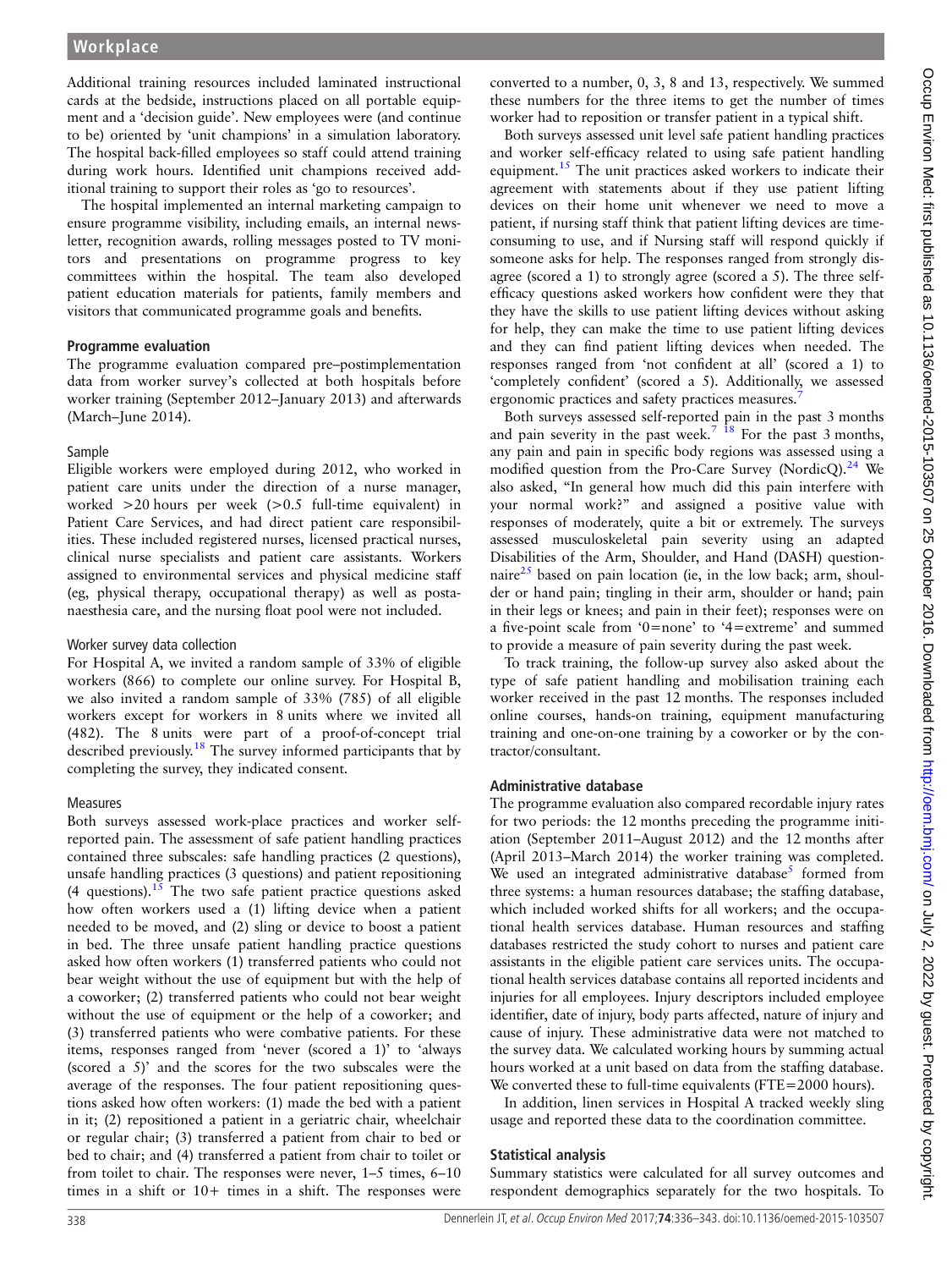Additional training resources included laminated instructional cards at the bedside, instructions placed on all portable equipment and a 'decision guide'. New employees were (and continue to be) oriented by 'unit champions' in a simulation laboratory. The hospital back-filled employees so staff could attend training during work hours. Identified unit champions received additional training to support their roles as 'go to resources'.

The hospital implemented an internal marketing campaign to ensure programme visibility, including emails, an internal newsletter, recognition awards, rolling messages posted to TV monitors and presentations on programme progress to key committees within the hospital. The team also developed patient education materials for patients, family members and visitors that communicated programme goals and benefits.

## Programme evaluation

The programme evaluation compared pre–postimplementation data from worker survey's collected at both hospitals before worker training (September 2012–January 2013) and afterwards (March–June 2014).

### Sample

Eligible workers were employed during 2012, who worked in patient care units under the direction of a nurse manager, worked >20 hours per week (>0.5 full-time equivalent) in Patient Care Services, and had direct patient care responsibilities. These included registered nurses, licensed practical nurses, clinical nurse specialists and patient care assistants. Workers assigned to environmental services and physical medicine staff (eg, physical therapy, occupational therapy) as well as postanaesthesia care, and the nursing float pool were not included.

### Worker survey data collection

For Hospital A, we invited a random sample of 33% of eligible workers (866) to complete our online survey. For Hospital B, we also invited a random sample of 33% (785) of all eligible workers except for workers in 8 units where we invited all (482). The 8 units were part of a proof-of-concept trial described previously.[18] The survey informed participants that by completing the survey, they indicated consent.

### Measures

Both surveys assessed work-place practices and worker self-reported pain. The assessment of safe patient handling practices contained three subscales: safe handling practices (2 questions), unsafe handling practices (3 questions) and patient repositioning (4 questions).[15] The two safe patient practice questions asked how often workers used a (1) lifting device when a patient needed to be moved, and (2) sling or device to boost a patient in bed. The three unsafe patient handling practice questions asked how often workers (1) transferred patients who could not bear weight without the use of equipment but with the help of a coworker; (2) transferred patients who could not bear weight without the use of equipment or the help of a coworker; and (3) transferred patients who were combative patients. For these items, responses ranged from 'never (scored a 1)' to 'always (scored a 5)' and the scores for the two subscales were the average of the responses. The four patient repositioning questions asked how often workers: (1) made the bed with a patient in it; (2) repositioned a patient in a geriatric chair, wheelchair or regular chair; (3) transferred a patient from chair to bed or bed to chair; and (4) transferred a patient from chair to toilet or from toilet to chair. The responses were never, 1–5 times, 6–10 times in a shift or 10+ times in a shift. The responses were converted to a number, 0, 3, 8 and 13, respectively. We summed these numbers for the three items to get the number of times worker had to reposition or transfer patient in a typical shift.

Both surveys assessed unit level safe patient handling practices and worker self-efficacy related to using safe patient handling equipment.[15] The unit practices asked workers to indicate their agreement with statements about if they use patient lifting devices on their home unit whenever we need to move a patient, if nursing staff think that patient lifting devices are time-consuming to use, and if Nursing staff will respond quickly if someone asks for help. The responses ranged from strongly disagree (scored a 1) to strongly agree (scored a 5). The three self-efficacy questions asked workers how confident were they that they have the skills to use patient lifting devices without asking for help, they can make the time to use patient lifting devices and they can find patient lifting devices when needed. The responses ranged from 'not confident at all' (scored a 1) to 'completely confident' (scored a 5). Additionally, we assessed ergonomic practices and safety practices measures.[7]

Both surveys assessed self-reported pain in the past 3 months and pain severity in the past week.[7,18] For the past 3 months, any pain and pain in specific body regions was assessed using a modified question from the Pro-Care Survey (NordicQ).[24] We also asked, "In general how much did this pain interfere with your normal work?" and assigned a positive value with responses of moderately, quite a bit or extremely. The surveys assessed musculoskeletal pain severity using an adapted Disabilities of the Arm, Shoulder, and Hand (DASH) questionnaire[25] based on pain location (ie, in the low back; arm, shoulder or hand pain; tingling in their arm, shoulder or hand; pain in their legs or knees; and pain in their feet); responses were on a five-point scale from '0=none' to '4=extreme' and summed to provide a measure of pain severity during the past week.

To track training, the follow-up survey also asked about the type of safe patient handling and mobilisation training each worker received in the past 12 months. The responses included online courses, hands-on training, equipment manufacturing training and one-on-one training by a coworker or by the contractor/consultant.

## Administrative database

The programme evaluation also compared recordable injury rates for two periods: the 12 months preceding the programme initiation (September 2011–August 2012) and the 12 months after (April 2013–March 2014) the worker training was completed. We used an integrated administrative database[5] formed from three systems: a human resources database; the staffing database, which included worked shifts for all workers; and the occupational health services database. Human resources and staffing databases restricted the study cohort to nurses and patient care assistants in the eligible patient care services units. The occupational health services database contains all reported incidents and injuries for all employees. Injury descriptors included employee identifier, date of injury, body parts affected, nature of injury and cause of injury. These administrative data were not matched to the survey data. We calculated working hours by summing actual hours worked at a unit based on data from the staffing database. We converted these to full-time equivalents (FTE=2000 hours).

In addition, linen services in Hospital A tracked weekly sling usage and reported these data to the coordination committee.

## Statistical analysis

Summary statistics were calculated for all survey outcomes and respondent demographics separately for the two hospitals. To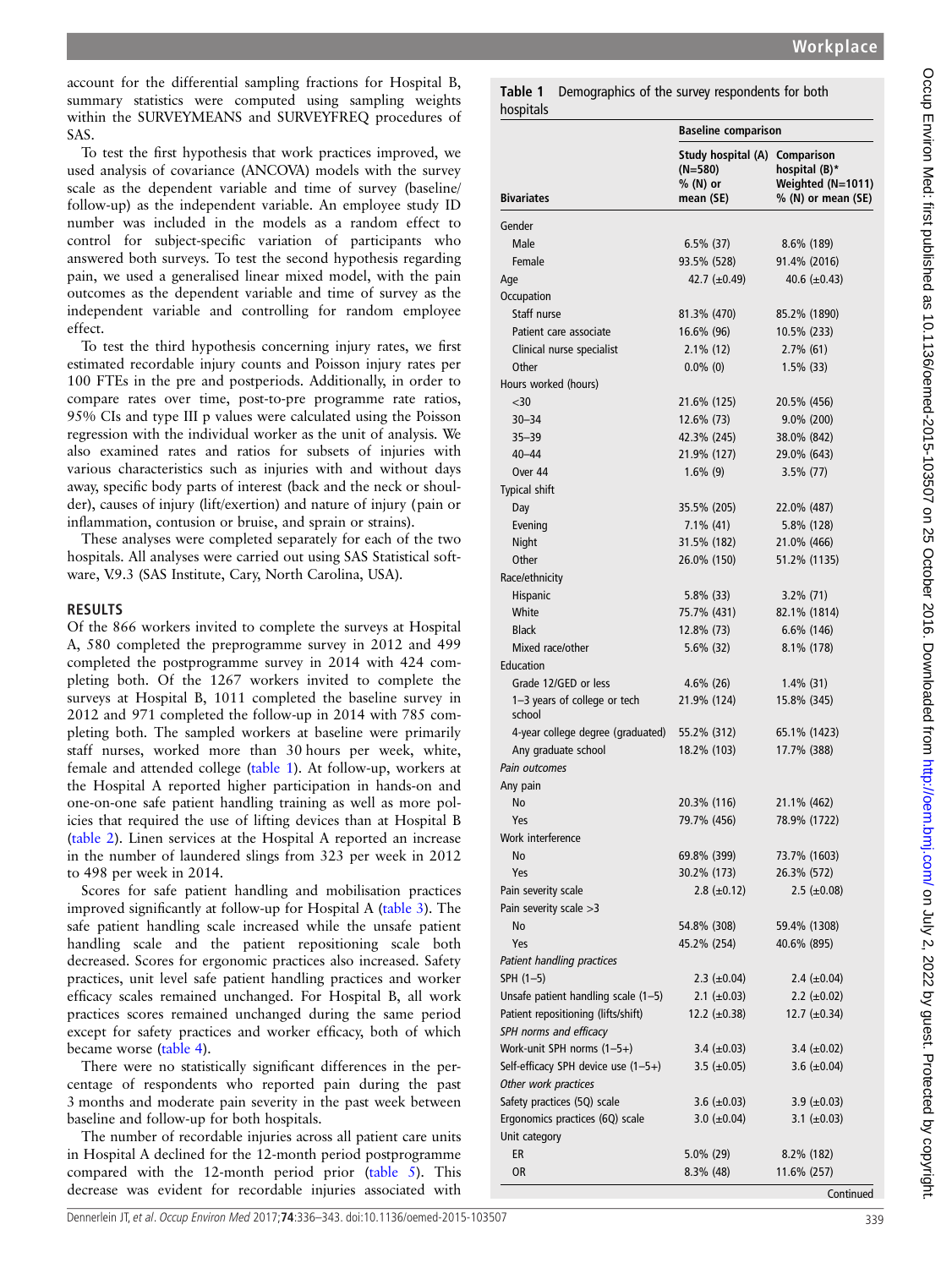account for the differential sampling fractions for Hospital B, summary statistics were computed using sampling weights within the SURVEYMEANS and SURVEYFREQ procedures of SAS.

To test the first hypothesis that work practices improved, we used analysis of covariance (ANCOVA) models with the survey scale as the dependent variable and time of survey (baseline/follow-up) as the independent variable. An employee study ID number was included in the models as a random effect to control for subject-specific variation of participants who answered both surveys. To test the second hypothesis regarding pain, we used a generalised linear mixed model, with the pain outcomes as the dependent variable and time of survey as the independent variable and controlling for random employee effect.

To test the third hypothesis concerning injury rates, we first estimated recordable injury counts and Poisson injury rates per 100 FTEs in the pre and postperiods. Additionally, in order to compare rates over time, post-to-pre programme rate ratios, 95% CIs and type III p values were calculated using the Poisson regression with the individual worker as the unit of analysis. We also examined rates and ratios for subsets of injuries with various characteristics such as injuries with and without days away, specific body parts of interest (back and the neck or shoulder), causes of injury (lift/exertion) and nature of injury (pain or inflammation, contusion or bruise, and sprain or strains).

These analyses were completed separately for each of the two hospitals. All analyses were carried out using SAS Statistical software, V.9.3 (SAS Institute, Cary, North Carolina, USA).

## RESULTS

Of the 866 workers invited to complete the surveys at Hospital A, 580 completed the preprogramme survey in 2012 and 499 completed the postprogramme survey in 2014 with 424 completing both. Of the 1267 workers invited to complete the surveys at Hospital B, 1011 completed the baseline survey in 2012 and 971 completed the follow-up in 2014 with 785 completing both. The sampled workers at baseline were primarily staff nurses, worked more than 30 hours per week, white, female and attended college (table 1). At follow-up, workers at the Hospital A reported higher participation in hands-on and one-on-one safe patient handling training as well as more policies that required the use of lifting devices than at Hospital B (table 2). Linen services at the Hospital A reported an increase in the number of laundered slings from 323 per week in 2012 to 498 per week in 2014.

Scores for safe patient handling and mobilisation practices improved significantly at follow-up for Hospital A (table 3). The safe patient handling scale increased while the unsafe patient handling scale and the patient repositioning scale both decreased. Scores for ergonomic practices also increased. Safety practices, unit level safe patient handling practices and worker efficacy scales remained unchanged. For Hospital B, all work practices scores remained unchanged during the same period except for safety practices and worker efficacy, both of which became worse (table 4).

There were no statistically significant differences in the percentage of respondents who reported pain during the past 3 months and moderate pain severity in the past week between baseline and follow-up for both hospitals.

The number of recordable injuries across all patient care units in Hospital A declined for the 12-month period postprogramme compared with the 12-month period prior (table 5). This decrease was evident for recordable injuries associated with

**Table 1** Demographics of the survey respondents for both hospitals

| | Baseline comparison | |
|---|---|---|
| **Bivariates** | **Study hospital (A) (N=580) % (N) or mean (SE)** | **Comparison hospital (B)* Weighted (N=1011) % (N) or mean (SE)** |
| Gender | | |
| Male | 6.5% (37) | 8.6% (189) |
| Female | 93.5% (528) | 91.4% (2016) |
| Age | 42.7 (±0.49) | 40.6 (±0.43) |
| Occupation | | |
| Staff nurse | 81.3% (470) | 85.2% (1890) |
| Patient care associate | 16.6% (96) | 10.5% (233) |
| Clinical nurse specialist | 2.1% (12) | 2.7% (61) |
| Other | 0.0% (0) | 1.5% (33) |
| Hours worked (hours) | | |
| <30 | 21.6% (125) | 20.5% (456) |
| 30–34 | 12.6% (73) | 9.0% (200) |
| 35–39 | 42.3% (245) | 38.0% (842) |
| 40–44 | 21.9% (127) | 29.0% (643) |
| Over 44 | 1.6% (9) | 3.5% (77) |
| Typical shift | | |
| Day | 35.5% (205) | 22.0% (487) |
| Evening | 7.1% (41) | 5.8% (128) |
| Night | 31.5% (182) | 21.0% (466) |
| Other | 26.0% (150) | 51.2% (1135) |
| Race/ethnicity | | |
| Hispanic | 5.8% (33) | 3.2% (71) |
| White | 75.7% (431) | 82.1% (1814) |
| Black | 12.8% (73) | 6.6% (146) |
| Mixed race/other | 5.6% (32) | 8.1% (178) |
| Education | | |
| Grade 12/GED or less | 4.6% (26) | 1.4% (31) |
| 1–3 years of college or tech school | 21.9% (124) | 15.8% (345) |
| 4-year college degree (graduated) | 55.2% (312) | 65.1% (1423) |
| Any graduate school | 18.2% (103) | 17.7% (388) |
| *Pain outcomes* | | |
| Any pain | | |
| No | 20.3% (116) | 21.1% (462) |
| Yes | 79.7% (456) | 78.9% (1722) |
| Work interference | | |
| No | 69.8% (399) | 73.7% (1603) |
| Yes | 30.2% (173) | 26.3% (572) |
| Pain severity scale | 2.8 (±0.12) | 2.5 (±0.08) |
| Pain severity scale >3 | | |
| No | 54.8% (308) | 59.4% (1308) |
| Yes | 45.2% (254) | 40.6% (895) |
| *Patient handling practices* | | |
| SPH (1–5) | 2.3 (±0.04) | 2.4 (±0.04) |
| Unsafe patient handling scale (1–5) | 2.1 (±0.03) | 2.2 (±0.02) |
| Patient repositioning (lifts/shift) | 12.2 (±0.38) | 12.7 (±0.34) |
| *SPH norms and efficacy* | | |
| Work-unit SPH norms (1–5+) | 3.4 (±0.03) | 3.4 (±0.02) |
| Self-efficacy SPH device use (1–5+) | 3.5 (±0.05) | 3.6 (±0.04) |
| *Other work practices* | | |
| Safety practices (5Q) scale | 3.6 (±0.03) | 3.9 (±0.03) |
| Ergonomics practices (6Q) scale | 3.0 (±0.04) | 3.1 (±0.03) |
| Unit category | | |
| ER | 5.0% (29) | 8.2% (182) |
| OR | 8.3% (48) | 11.6% (257) |

Continued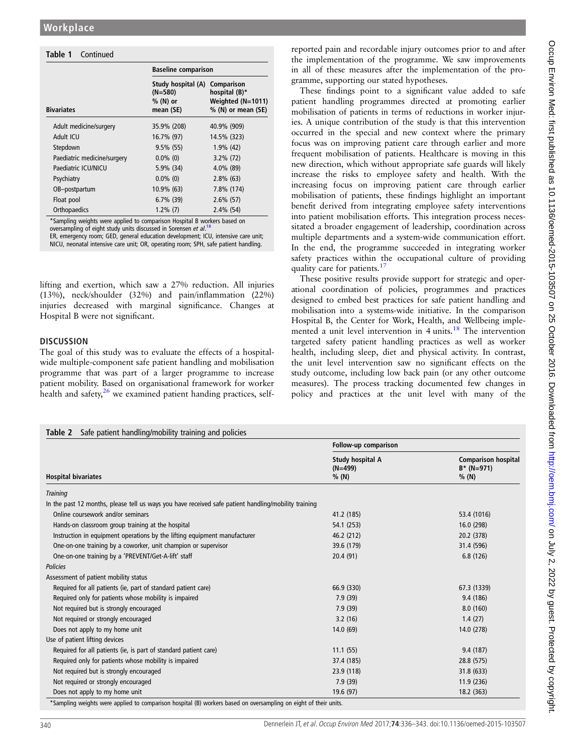**Table 1** Continued

| | Baseline comparison | |
|---|---|---|
| **Bivariates** | Study hospital (A) (N=580) % (N) or mean (SE) | Comparison hospital (B)* Weighted (N=1011) % (N) or mean (SE) |
| Adult medicine/surgery | 35.9% (208) | 40.9% (909) |
| Adult ICU | 16.7% (97) | 14.5% (323) |
| Stepdown | 9.5% (55) | 1.9% (42) |
| Paediatric medicine/surgery | 0.0% (0) | 3.2% (72) |
| Paediatric ICU/NICU | 5.9% (34) | 4.0% (89) |
| Psychiatry | 0.0% (0) | 2.8% (63) |
| OB–postpartum | 10.9% (63) | 7.8% (174) |
| Float pool | 6.7% (39) | 2.6% (57) |
| Orthopaedics | 1.2% (7) | 2.4% (54) |

*Sampling weights were applied to comparison Hospital B workers based on oversampling of eight study units discussed in Sorensen *et al*.[18]
ER, emergency room; GED, general education development; ICU, intensive care unit; NICU, neonatal intensive care unit; OR, operating room; SPH, safe patient handling.

lifting and exertion, which saw a 27% reduction. All injuries (13%), neck/shoulder (32%) and pain/inflammation (22%) injuries decreased with marginal significance. Changes at Hospital B were not significant.

## DISCUSSION

The goal of this study was to evaluate the effects of a hospital-wide multiple-component safe patient handling and mobilisation programme that was part of a larger programme to increase patient mobility. Based on organisational framework for worker health and safety,[26] we examined patient handing practices, self-reported pain and recordable injury outcomes prior to and after the implementation of the programme. We saw improvements in all of these measures after the implementation of the programme, supporting our stated hypotheses.

These findings point to a significant value added to safe patient handling programmes directed at promoting earlier mobilisation of patients in terms of reductions in worker injuries. A unique contribution of the study is that this intervention occurred in the special and new context where the primary focus was on improving patient care through earlier and more frequent mobilisation of patients. Healthcare is moving in this new direction, which without appropriate safe guards will likely increase the risks to employee safety and health. With the increasing focus on improving patient care through earlier mobilisation of patients, these findings highlight an important benefit derived from integrating employee safety interventions into patient mobilisation efforts. This integration process necessitated a broader engagement of leadership, coordination across multiple departments and a system-wide communication effort. In the end, the programme succeeded in integrating worker safety practices within the occupational culture of providing quality care for patients.[17]

These positive results provide support for strategic and operational coordination of policies, programmes and practices designed to embed best practices for safe patient handling and mobilisation into a systems-wide initiative. In the comparison Hospital B, the Center for Work, Health, and Wellbeing implemented a unit level intervention in 4 units.[18] The intervention targeted safety patient handling practices as well as worker health, including sleep, diet and physical activity. In contrast, the unit level intervention saw no significant effects on the study outcome, including low back pain (or any other outcome measures). The process tracking documented few changes in policy and practices at the unit level with many of the

**Table 2** Safe patient handling/mobility training and policies

| | Follow-up comparison | |
|---|---|---|
| **Hospital bivariates** | Study hospital A (N=499) % (N) | Comparison hospital B* (N=971) % (N) |
| *Training* | | |
| In the past 12 months, please tell us ways you have received safe patient handling/mobility training | | |
| Online coursework and/or seminars | 41.2 (185) | 53.4 (1016) |
| Hands-on classroom group training at the hospital | 54.1 (253) | 16.0 (298) |
| Instruction in equipment operations by the lifting equipment manufacturer | 46.2 (212) | 20.2 (378) |
| One-on-one training by a coworker, unit champion or supervisor | 39.6 (179) | 31.4 (596) |
| One-on-one training by a 'PREVENT/Get-A-lift' staff | 20.4 (91) | 6.8 (126) |
| *Policies* | | |
| Assessment of patient mobility status | | |
| Required for all patients (ie, part of standard patient care) | 66.9 (330) | 67.3 (1339) |
| Required only for patients whose mobility is impaired | 7.9 (39) | 9.4 (186) |
| Not required but is strongly encouraged | 7.9 (39) | 8.0 (160) |
| Not required or strongly encouraged | 3.2 (16) | 1.4 (27) |
| Does not apply to my home unit | 14.0 (69) | 14.0 (278) |
| Use of patient lifting devices | | |
| Required for all patients (ie, is part of standard patient care) | 11.1 (55) | 9.4 (187) |
| Required only for patients whose mobility is impaired | 37.4 (185) | 28.8 (575) |
| Not required but is strongly encouraged | 23.9 (118) | 31.8 (633) |
| Not required or strongly encouraged | 7.9 (39) | 11.9 (236) |
| Does not apply to my home unit | 19.6 (97) | 18.2 (363) |

*Sampling weights were applied to comparison hospital (B) workers based on oversampling on eight of their units.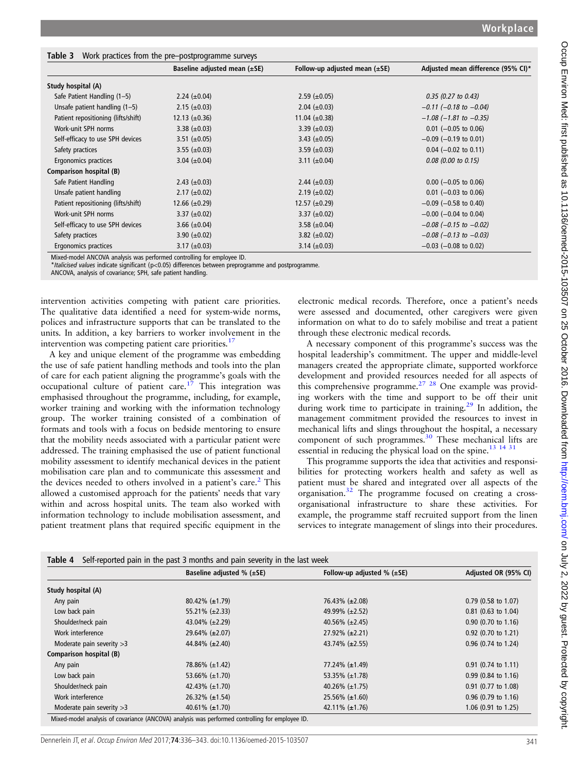**Table 3** Work practices from the pre–postprogramme surveys

| | Baseline adjusted mean (±SE) | Follow-up adjusted mean (±SE) | Adjusted mean difference (95% CI)* |
|---|---|---|---|
| **Study hospital (A)** | | | |
| Safe Patient Handling (1–5) | 2.24 (±0.04) | 2.59 (±0.05) | *0.35 (0.27 to 0.43)* |
| Unsafe patient handling (1–5) | 2.15 (±0.03) | 2.04 (±0.03) | *−0.11 (−0.18 to −0.04)* |
| Patient repositioning (lifts/shift) | 12.13 (±0.36) | 11.04 (±0.38) | *−1.08 (−1.81 to −0.35)* |
| Work-unit SPH norms | 3.38 (±0.03) | 3.39 (±0.03) | 0.01 (−0.05 to 0.06) |
| Self-efficacy to use SPH devices | 3.51 (±0.05) | 3.43 (±0.05) | −0.09 (−0.19 to 0.01) |
| Safety practices | 3.55 (±0.03) | 3.59 (±0.03) | 0.04 (−0.02 to 0.11) |
| Ergonomics practices | 3.04 (±0.04) | 3.11 (±0.04) | *0.08 (0.00 to 0.15)* |
| **Comparison hospital (B)** | | | |
| Safe Patient Handling | 2.43 (±0.03) | 2.44 (±0.03) | 0.00 (−0.05 to 0.06) |
| Unsafe patient handling | 2.17 (±0.02) | 2.19 (±0.02) | 0.01 (−0.03 to 0.06) |
| Patient repositioning (lifts/shift) | 12.66 (±0.29) | 12.57 (±0.29) | −0.09 (−0.58 to 0.40) |
| Work-unit SPH norms | 3.37 (±0.02) | 3.37 (±0.02) | −0.00 (−0.04 to 0.04) |
| Self-efficacy to use SPH devices | 3.66 (±0.04) | 3.58 (±0.04) | *−0.08 (−0.15 to −0.02)* |
| Safety practices | 3.90 (±0.02) | 3.82 (±0.02) | *−0.08 (−0.13 to −0.03)* |
| Ergonomics practices | 3.17 (±0.03) | 3.14 (±0.03) | −0.03 (−0.08 to 0.02) |

Mixed-model ANCOVA analysis was performed controlling for employee ID.
**Italicised values* indicate significant ($p<0.05$) differences between preprogramme and postprogramme.
ANCOVA, analysis of covariance; SPH, safe patient handling.

intervention activities competing with patient care priorities. The qualitative data identified a need for system-wide norms, polices and infrastructure supports that can be translated to the units. In addition, a key barriers to worker involvement in the intervention was competing patient care priorities.[17]

A key and unique element of the programme was embedding the use of safe patient handling methods and tools into the plan of care for each patient aligning the programme's goals with the occupational culture of patient care.[17] This integration was emphasised throughout the programme, including, for example, worker training and working with the information technology group. The worker training consisted of a combination of formats and tools with a focus on bedside mentoring to ensure that the mobility needs associated with a particular patient were addressed. The training emphasised the use of patient functional mobility assessment to identify mechanical devices in the patient mobilisation care plan and to communicate this assessment and the devices needed to others involved in a patient's care.[2] This allowed a customised approach for the patients' needs that vary within and across hospital units. The team also worked with information technology to include mobilisation assessment, and patient treatment plans that required specific equipment in the electronic medical records. Therefore, once a patient's needs were assessed and documented, other caregivers were given information on what to do to safely mobilise and treat a patient through these electronic medical records.

A necessary component of this programme's success was the hospital leadership's commitment. The upper and middle-level managers created the appropriate climate, supported workforce development and provided resources needed for all aspects of this comprehensive programme.[27 28] One example was providing workers with the time and support to be off their unit during work time to participate in training.[29] In addition, the management commitment provided the resources to invest in mechanical lifts and slings throughout the hospital, a necessary component of such programmes.[30] These mechanical lifts are essential in reducing the physical load on the spine.[13 14 31]

This programme supports the idea that activities and responsibilities for protecting workers health and safety as well as patient must be shared and integrated over all aspects of the organisation.[32] The programme focused on creating a cross-organisational infrastructure to share these activities. For example, the programme staff recruited support from the linen services to integrate management of slings into their procedures.

**Table 4** Self-reported pain in the past 3 months and pain severity in the last week

| | Baseline adjusted % (±SE) | Follow-up adjusted % (±SE) | Adjusted OR (95% CI) |
|---|---|---|---|
| **Study hospital (A)** | | | |
| Any pain | 80.42% (±1.79) | 76.43% (±2.08) | 0.79 (0.58 to 1.07) |
| Low back pain | 55.21% (±2.33) | 49.99% (±2.52) | 0.81 (0.63 to 1.04) |
| Shoulder/neck pain | 43.04% (±2.29) | 40.56% (±2.45) | 0.90 (0.70 to 1.16) |
| Work interference | 29.64% (±2.07) | 27.92% (±2.21) | 0.92 (0.70 to 1.21) |
| Moderate pain severity >3 | 44.84% (±2.40) | 43.74% (±2.55) | 0.96 (0.74 to 1.24) |
| **Comparison hospital (B)** | | | |
| Any pain | 78.86% (±1.42) | 77.24% (±1.49) | 0.91 (0.74 to 1.11) |
| Low back pain | 53.66% (±1.70) | 53.35% (±1.78) | 0.99 (0.84 to 1.16) |
| Shoulder/neck pain | 42.43% (±1.70) | 40.26% (±1.75) | 0.91 (0.77 to 1.08) |
| Work interference | 26.32% (±1.54) | 25.56% (±1.60) | 0.96 (0.79 to 1.16) |
| Moderate pain severity >3 | 40.61% (±1.70) | 42.11% (±1.76) | 1.06 (0.91 to 1.25) |

Mixed-model analysis of covariance (ANCOVA) analysis was performed controlling for employee ID.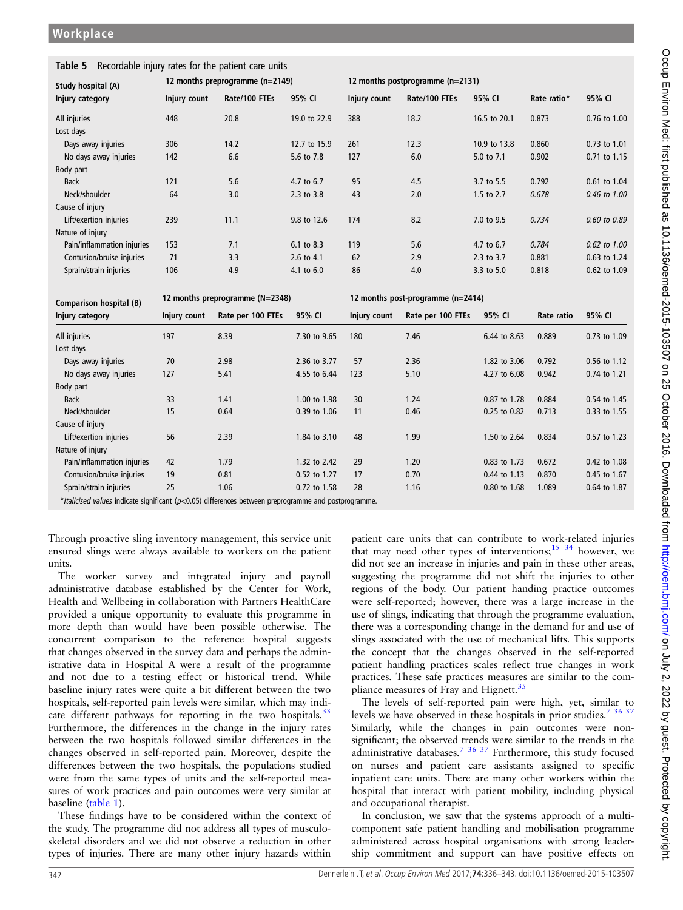**Table 5** Recordable injury rates for the patient care units

| Study hospital (A) | 12 months preprogramme (n=2149) | | | 12 months postprogramme (n=2131) | | | | |
|---|---|---|---|---|---|---|---|---|
| Injury category | Injury count | Rate/100 FTEs | 95% CI | Injury count | Rate/100 FTEs | 95% CI | Rate ratio* | 95% CI |
| All injuries | 448 | 20.8 | 19.0 to 22.9 | 388 | 18.2 | 16.5 to 20.1 | 0.873 | 0.76 to 1.00 |
| Lost days | | | | | | | | |
| Days away injuries | 306 | 14.2 | 12.7 to 15.9 | 261 | 12.3 | 10.9 to 13.8 | 0.860 | 0.73 to 1.01 |
| No days away injuries | 142 | 6.6 | 5.6 to 7.8 | 127 | 6.0 | 5.0 to 7.1 | 0.902 | 0.71 to 1.15 |
| Body part | | | | | | | | |
| Back | 121 | 5.6 | 4.7 to 6.7 | 95 | 4.5 | 3.7 to 5.5 | 0.792 | 0.61 to 1.04 |
| Neck/shoulder | 64 | 3.0 | 2.3 to 3.8 | 43 | 2.0 | 1.5 to 2.7 | *0.678* | *0.46 to 1.00* |
| Cause of injury | | | | | | | | |
| Lift/exertion injuries | 239 | 11.1 | 9.8 to 12.6 | 174 | 8.2 | 7.0 to 9.5 | *0.734* | *0.60 to 0.89* |
| Nature of injury | | | | | | | | |
| Pain/inflammation injuries | 153 | 7.1 | 6.1 to 8.3 | 119 | 5.6 | 4.7 to 6.7 | *0.784* | *0.62 to 1.00* |
| Contusion/bruise injuries | 71 | 3.3 | 2.6 to 4.1 | 62 | 2.9 | 2.3 to 3.7 | 0.881 | 0.63 to 1.24 |
| Sprain/strain injuries | 106 | 4.9 | 4.1 to 6.0 | 86 | 4.0 | 3.3 to 5.0 | 0.818 | 0.62 to 1.09 |
| **Comparison hospital (B)** | **12 months preprogramme (N=2348)** | | | **12 months post-programme (n=2414)** | | | | |
| **Injury category** | **Injury count** | **Rate per 100 FTEs** | **95% CI** | **Injury count** | **Rate per 100 FTEs** | **95% CI** | **Rate ratio** | **95% CI** |
| All injuries | 197 | 8.39 | 7.30 to 9.65 | 180 | 7.46 | 6.44 to 8.63 | 0.889 | 0.73 to 1.09 |
| Lost days | | | | | | | | |
| Days away injuries | 70 | 2.98 | 2.36 to 3.77 | 57 | 2.36 | 1.82 to 3.06 | 0.792 | 0.56 to 1.12 |
| No days away injuries | 127 | 5.41 | 4.55 to 6.44 | 123 | 5.10 | 4.27 to 6.08 | 0.942 | 0.74 to 1.21 |
| Body part | | | | | | | | |
| Back | 33 | 1.41 | 1.00 to 1.98 | 30 | 1.24 | 0.87 to 1.78 | 0.884 | 0.54 to 1.45 |
| Neck/shoulder | 15 | 0.64 | 0.39 to 1.06 | 11 | 0.46 | 0.25 to 0.82 | 0.713 | 0.33 to 1.55 |
| Cause of injury | | | | | | | | |
| Lift/exertion injuries | 56 | 2.39 | 1.84 to 3.10 | 48 | 1.99 | 1.50 to 2.64 | 0.834 | 0.57 to 1.23 |
| Nature of injury | | | | | | | | |
| Pain/inflammation injuries | 42 | 1.79 | 1.32 to 2.42 | 29 | 1.20 | 0.83 to 1.73 | 0.672 | 0.42 to 1.08 |
| Contusion/bruise injuries | 19 | 0.81 | 0.52 to 1.27 | 17 | 0.70 | 0.44 to 1.13 | 0.870 | 0.45 to 1.67 |
| Sprain/strain injuries | 25 | 1.06 | 0.72 to 1.58 | 28 | 1.16 | 0.80 to 1.68 | 1.089 | 0.64 to 1.87 |

\**Italicised values* indicate significant ($p<0.05$) differences between preprogramme and postprogramme.

Through proactive sling inventory management, this service unit ensured slings were always available to workers on the patient units.

The worker survey and integrated injury and payroll administrative database established by the Center for Work, Health and Wellbeing in collaboration with Partners HealthCare provided a unique opportunity to evaluate this programme in more depth than would have been possible otherwise. The concurrent comparison to the reference hospital suggests that changes observed in the survey data and perhaps the administrative data in Hospital A were a result of the programme and not due to a testing effect or historical trend. While baseline injury rates were quite a bit different between the two hospitals, self-reported pain levels were similar, which may indicate different pathways for reporting in the two hospitals.[33] Furthermore, the differences in the change in the injury rates between the two hospitals followed similar differences in the changes observed in self-reported pain. Moreover, despite the differences between the two hospitals, the populations studied were from the same types of units and the self-reported measures of work practices and pain outcomes were very similar at baseline (table 1).

These findings have to be considered within the context of the study. The programme did not address all types of musculoskeletal disorders and we did not observe a reduction in other types of injuries. There are many other injury hazards within patient care units that can contribute to work-related injuries that may need other types of interventions;[15 34] however, we did not see an increase in injuries and pain in these other areas, suggesting the programme did not shift the injuries to other regions of the body. Our patient handing practice outcomes were self-reported; however, there was a large increase in the use of slings, indicating that through the programme evaluation, there was a corresponding change in the demand for and use of slings associated with the use of mechanical lifts. This supports the concept that the changes observed in the self-reported patient handling practices scales reflect true changes in work practices. These safe practices measures are similar to the compliance measures of Fray and Hignett.[35]

The levels of self-reported pain were high, yet, similar to levels we have observed in these hospitals in prior studies.[7 36 37] Similarly, while the changes in pain outcomes were non-significant; the observed trends were similar to the trends in the administrative databases.[7 36 37] Furthermore, this study focused on nurses and patient care assistants assigned to specific inpatient care units. There are many other workers within the hospital that interact with patient mobility, including physical and occupational therapist.

In conclusion, we saw that the systems approach of a multicomponent safe patient handling and mobilisation programme administered across hospital organisations with strong leadership commitment and support can have positive effects on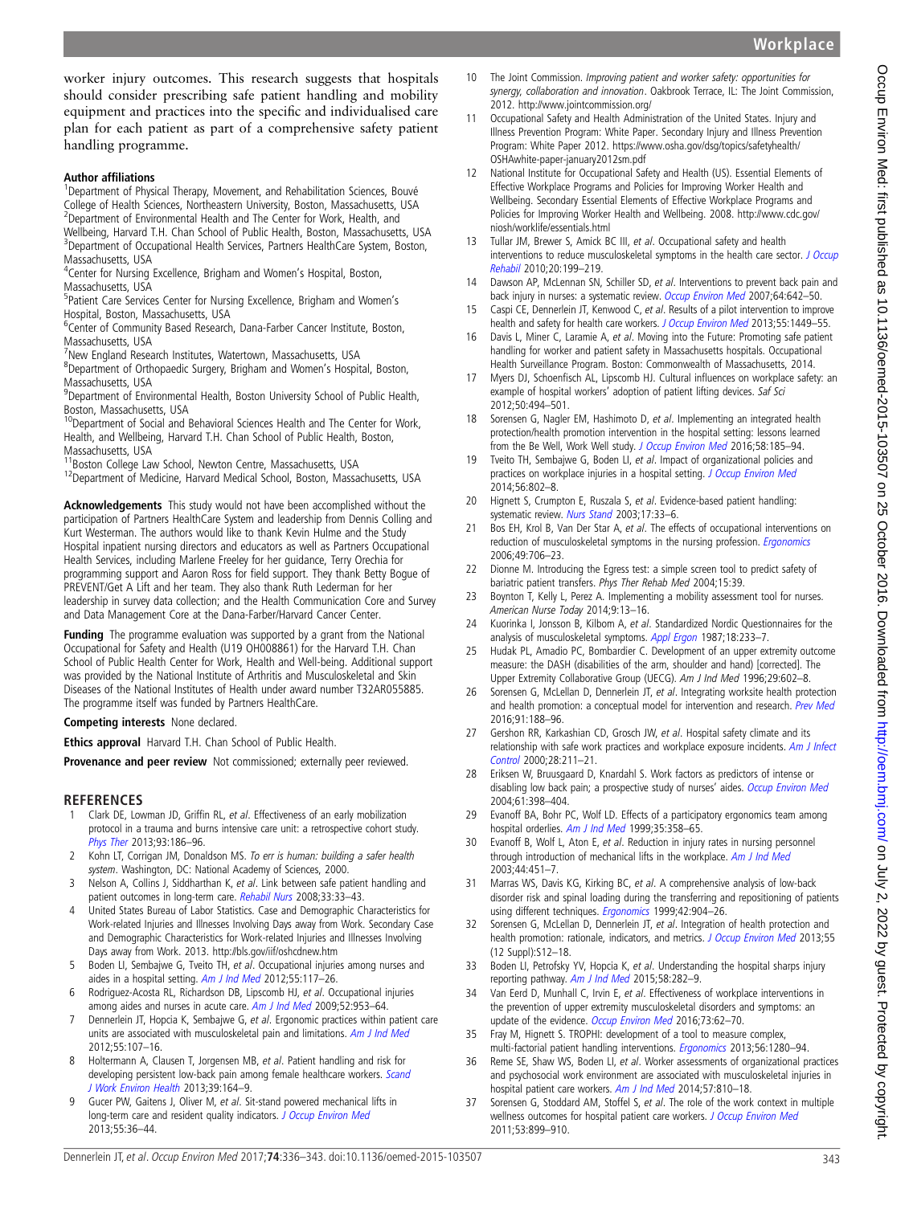worker injury outcomes. This research suggests that hospitals should consider prescribing safe patient handling and mobility equipment and practices into the specific and individualised care plan for each patient as part of a comprehensive safety patient handling programme.

**Author affiliations**

[1]Department of Physical Therapy, Movement, and Rehabilitation Sciences, Bouvé College of Health Sciences, Northeastern University, Boston, Massachusetts, USA
[2]Department of Environmental Health and The Center for Work, Health, and Wellbeing, Harvard T.H. Chan School of Public Health, Boston, Massachusetts, USA
[3]Department of Occupational Health Services, Partners HealthCare System, Boston, Massachusetts, USA
[4]Center for Nursing Excellence, Brigham and Women's Hospital, Boston, Massachusetts, USA
[5]Patient Care Services Center for Nursing Excellence, Brigham and Women's Hospital, Boston, Massachusetts, USA
[6]Center of Community Based Research, Dana-Farber Cancer Institute, Boston, Massachusetts, USA
[7]New England Research Institutes, Watertown, Massachusetts, USA
[8]Department of Orthopaedic Surgery, Brigham and Women's Hospital, Boston, Massachusetts, USA
[9]Department of Environmental Health, Boston University School of Public Health, Boston, Massachusetts, USA
[10]Department of Social and Behavioral Sciences Health and The Center for Work, Health, and Wellbeing, Harvard T.H. Chan School of Public Health, Boston, Massachusetts, USA
[11]Boston College Law School, Newton Centre, Massachusetts, USA
[12]Department of Medicine, Harvard Medical School, Boston, Massachusetts, USA

**Acknowledgements** This study would not have been accomplished without the participation of Partners HealthCare System and leadership from Dennis Colling and Kurt Westerman. The authors would like to thank Kevin Hulme and the Study Hospital inpatient nursing directors and educators as well as Partners Occupational Health Services, including Marlene Freeley for her guidance, Terry Orechia for programming support and Aaron Ross for field support. They thank Betty Bogue of PREVENT/Get A Lift and her team. They also thank Ruth Lederman for her leadership in survey data collection; and the Health Communication Core and Survey and Data Management Core at the Dana-Farber/Harvard Cancer Center.

**Funding** The programme evaluation was supported by a grant from the National Occupational for Safety and Health (U19 OH008861) for the Harvard T.H. Chan School of Public Health Center for Work, Health and Well-being. Additional support was provided by the National Institute of Arthritis and Musculoskeletal and Skin Diseases of the National Institutes of Health under award number T32AR055885. The programme itself was funded by Partners HealthCare.

**Competing interests** None declared.

**Ethics approval** Harvard T.H. Chan School of Public Health.

**Provenance and peer review** Not commissioned; externally peer reviewed.

## REFERENCES

1. Clark DE, Lowman JD, Griffin RL, *et al*. Effectiveness of an early mobilization protocol in a trauma and burns intensive care unit: a retrospective cohort study. *Phys Ther* 2013;93:186–96.
2. Kohn LT, Corrigan JM, Donaldson MS. *To err is human: building a safer health system*. Washington, DC: National Academy of Sciences, 2000.
3. Nelson A, Collins J, Siddharthan K, *et al*. Link between safe patient handling and patient outcomes in long-term care. *Rehabil Nurs* 2008;33:33–43.
4. United States Bureau of Labor Statistics. Case and Demographic Characteristics for Work-related Injuries and Illnesses Involving Days away from Work. Secondary Case and Demographic Characteristics for Work-related Injuries and Illnesses Involving Days away from Work. 2013. http://bls.gov/iif/oshcdnew.htm
5. Boden LI, Sembajwe G, Tveito TH, *et al*. Occupational injuries among nurses and aides in a hospital setting. *Am J Ind Med* 2012;55:117–26.
6. Rodriguez-Acosta RL, Richardson DB, Lipscomb HJ, *et al*. Occupational injuries among aides and nurses in acute care. *Am J Ind Med* 2009;52:953–64.
7. Dennerlein JT, Hopcia K, Sembajwe G, *et al*. Ergonomic practices within patient care units are associated with musculoskeletal pain and limitations. *Am J Ind Med* 2012;55:107–16.
8. Holtermann A, Clausen T, Jorgensen MB, *et al*. Patient handling and risk for developing persistent low-back pain among female healthcare workers. *Scand J Work Environ Health* 2013;39:164–9.
9. Gucer PW, Gaitens J, Oliver M, *et al*. Sit-stand powered mechanical lifts in long-term care and resident quality indicators. *J Occup Environ Med* 2013;55:36–44.
10. The Joint Commission. *Improving patient and worker safety: opportunities for synergy, collaboration and innovation*. Oakbrook Terrace, IL: The Joint Commission, 2012. http://www.jointcommission.org/
11. Occupational Safety and Health Administration of the United States. Injury and Illness Prevention Program: White Paper. Secondary Injury and Illness Prevention Program: White Paper 2012. https://www.osha.gov/dsg/topics/safetyhealth/OSHAwhite-paper-january2012sm.pdf
12. National Institute for Occupational Safety and Health (US). Essential Elements of Effective Workplace Programs and Policies for Improving Worker Health and Wellbeing. Secondary Essential Elements of Effective Workplace Programs and Policies for Improving Worker Health and Wellbeing. 2008. http://www.cdc.gov/niosh/worklife/essentials.html
13. Tullar JM, Brewer S, Amick BC III, *et al*. Occupational safety and health interventions to reduce musculoskeletal symptoms in the health care sector. *J Occup Rehabil* 2010;20:199–219.
14. Dawson AP, McLennan SN, Schiller SD, *et al*. Interventions to prevent back pain and back injury in nurses: a systematic review. *Occup Environ Med* 2007;64:642–50.
15. Caspi CE, Dennerlein JT, Kenwood C, *et al*. Results of a pilot intervention to improve health and safety for health care workers. *J Occup Environ Med* 2013;55:1449–55.
16. Davis L, Miner C, Laramie A, *et al*. Moving into the Future: Promoting safe patient handling for worker and patient safety in Massachusetts hospitals. Occupational Health Surveillance Program. Boston: Commonwealth of Massachusetts, 2014.
17. Myers DJ, Schoenfisch AL, Lipscomb HJ. Cultural influences on workplace safety: an example of hospital workers' adoption of patient lifting devices. *Saf Sci* 2012;50:494–501.
18. Sorensen G, Nagler EM, Hashimoto D, *et al*. Implementing an integrated health protection/health promotion intervention in the hospital setting: lessons learned from the Be Well, Work Well study. *J Occup Environ Med* 2016;58:185–94.
19. Tveito TH, Sembajwe G, Boden LI, *et al*. Impact of organizational policies and practices on workplace injuries in a hospital setting. *J Occup Environ Med* 2014;56:802–8.
20. Hignett S, Crumpton E, Ruszala S, *et al*. Evidence-based patient handling: systematic review. *Nurs Stand* 2003;17:33–6.
21. Bos EH, Krol B, Van Der Star A, *et al*. The effects of occupational interventions on reduction of musculoskeletal symptoms in the nursing profession. *Ergonomics* 2006;49:706–23.
22. Dionne M. Introducing the Egress test: a simple screen tool to predict safety of bariatric patient transfers. *Phys Ther Rehab Med* 2004;15:39.
23. Boynton T, Kelly L, Perez A. Implementing a mobility assessment tool for nurses. *American Nurse Today* 2014;9:13–16.
24. Kuorinka I, Jonsson B, Kilbom A, *et al*. Standardized Nordic Questionnaires for the analysis of musculoskeletal symptoms. *Appl Ergon* 1987;18:233–7.
25. Hudak PL, Amadio PC, Bombardier C. Development of an upper extremity outcome measure: the DASH (disabilities of the arm, shoulder and hand) [corrected]. The Upper Extremity Collaborative Group (UECG). *Am J Ind Med* 1996;29:602–8.
26. Sorensen G, McLellan D, Dennerlein JT, *et al*. Integrating worksite health protection and health promotion: a conceptual model for intervention and research. *Prev Med* 2016;91:188–96.
27. Gershon RR, Karkashian CD, Grosch JW, *et al*. Hospital safety climate and its relationship with safe work practices and workplace exposure incidents. *Am J Infect Control* 2000;28:211–21.
28. Eriksen W, Bruusgaard D, Knardahl S. Work factors as predictors of intense or disabling low back pain; a prospective study of nurses' aides. *Occup Environ Med* 2004;61:398–404.
29. Evanoff BA, Bohr PC, Wolf LD. Effects of a participatory ergonomics team among hospital orderlies. *Am J Ind Med* 1999;35:358–65.
30. Evanoff B, Wolf L, Aton E, *et al*. Reduction in injury rates in nursing personnel through introduction of mechanical lifts in the workplace. *Am J Ind Med* 2003;44:451–7.
31. Marras WS, Davis KG, Kirking BC, *et al*. A comprehensive analysis of low-back disorder risk and spinal loading during the transferring and repositioning of patients using different techniques. *Ergonomics* 1999;42:904–26.
32. Sorensen G, McLellan D, Dennerlein JT, *et al*. Integration of health protection and health promotion: rationale, indicators, and metrics. *J Occup Environ Med* 2013;55 (12 Suppl):S12–18.
33. Boden LI, Petrofsky YV, Hopcia K, *et al*. Understanding the hospital sharps injury reporting pathway. *Am J Ind Med* 2015;58:282–9.
34. Van Eerd D, Munhall C, Irvin E, *et al*. Effectiveness of workplace interventions in the prevention of upper extremity musculoskeletal disorders and symptoms: an update of the evidence. *Occup Environ Med* 2016;73:62–70.
35. Fray M, Hignett S. TROPHI: development of a tool to measure complex, multi-factorial patient handling interventions. *Ergonomics* 2013;56:1280–94.
36. Reme SE, Shaw WS, Boden LI, *et al*. Worker assessments of organizational practices and psychosocial work environment are associated with musculoskeletal injuries in hospital patient care workers. *Am J Ind Med* 2014;57:810–18.
37. Sorensen G, Stoddard AM, Stoffel S, *et al*. The role of the work context in multiple wellness outcomes for hospital patient care workers. *J Occup Environ Med* 2011;53:899–910.